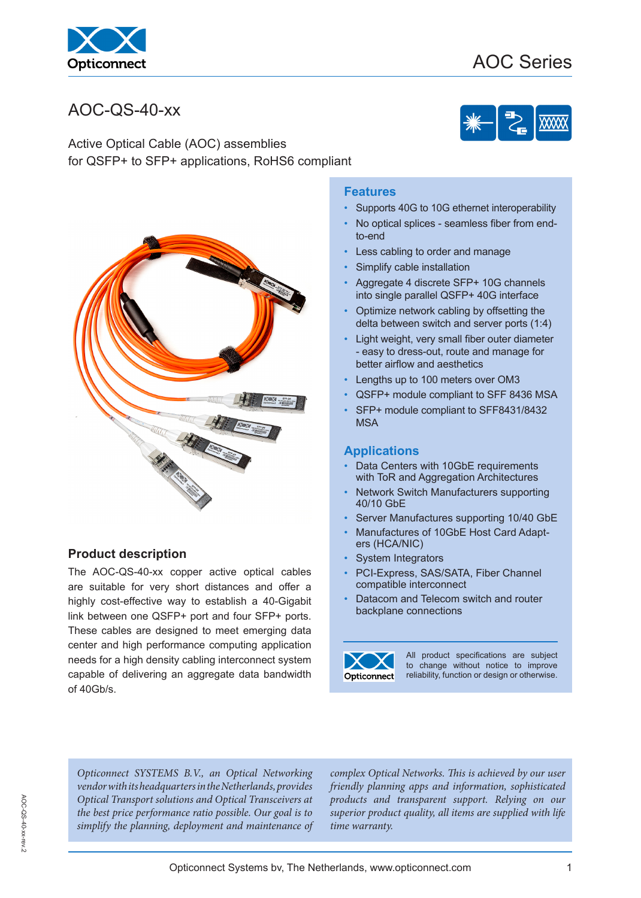# AOC Series

## AOC-QS-40-xx

Active Optical Cable (AOC) assemblies
for QSFP+ to SFP+ applications, RoHS6 compliant

### Features

- Supports 40G to 10G ethernet interoperability
- No optical splices - seamless fiber from end-to-end
- Less cabling to order and manage
- Simplify cable installation
- Aggregate 4 discrete SFP+ 10G channels into single parallel QSFP+ 40G interface
- Optimize network cabling by offsetting the delta between switch and server ports (1:4)
- Light weight, very small fiber outer diameter - easy to dress-out, route and manage for better airflow and aesthetics
- Lengths up to 100 meters over OM3
- QSFP+ module compliant to SFF 8436 MSA
- SFP+ module compliant to SFF8431/8432 MSA

### Applications

- Data Centers with 10GbE requirements with ToR and Aggregation Architectures
- Network Switch Manufacturers supporting 40/10 GbE
- Server Manufactures supporting 10/40 GbE
- Manufactures of 10GbE Host Card Adapters (HCA/NIC)
- System Integrators
- PCI-Express, SAS/SATA, Fiber Channel compatible interconnect
- Datacom and Telecom switch and router backplane connections

All product specifications are subject to change without notice to improve reliability, function or design or otherwise.

### Product description

The AOC-QS-40-xx copper active optical cables are suitable for very short distances and offer a highly cost-effective way to establish a 40-Gigabit link between one QSFP+ port and four SFP+ ports. These cables are designed to meet emerging data center and high performance computing application needs for a high density cabling interconnect system capable of delivering an aggregate data bandwidth of 40Gb/s.

*Opticonnect SYSTEMS B.V., an Optical Networking vendor with its headquarters in the Netherlands, provides Optical Transport solutions and Optical Transceivers at the best price performance ratio possible. Our goal is to simplify the planning, deployment and maintenance of complex Optical Networks. This is achieved by our user friendly planning apps and information, sophisticated products and transparent support. Relying on our superior product quality, all items are supplied with life time warranty.*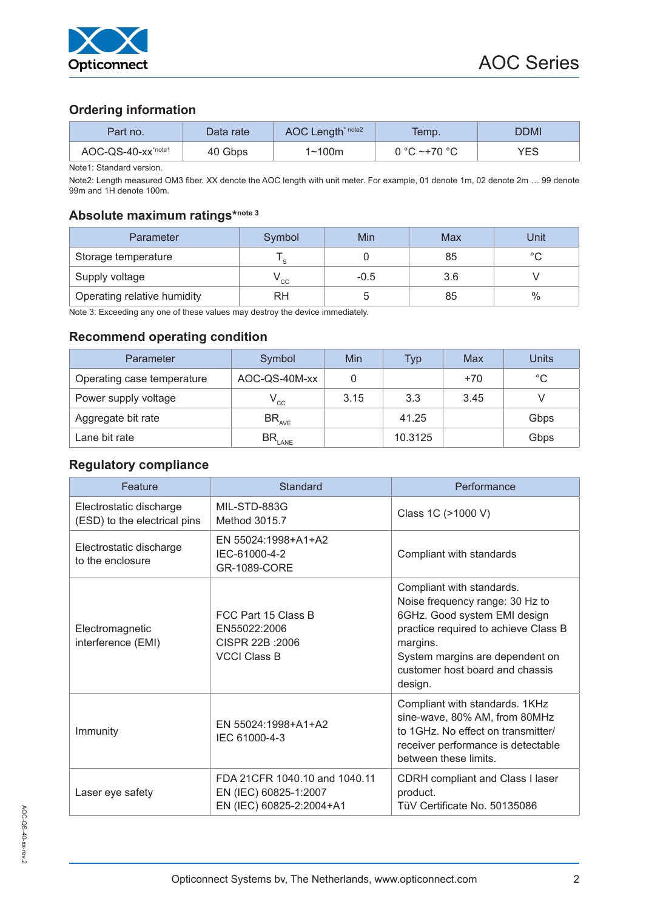## Ordering information

| Part no. | Data rate | AOC Length* note2 | Temp. | DDMI |
|---|---|---|---|---|
| AOC-QS-40-xx*note1 | 40 Gbps | 1~100m | 0 °C ~+70 °C | YES |

Note1: Standard version.

Note2: Length measured OM3 fiber. XX denote the AOC length with unit meter. For example, 01 denote 1m, 02 denote 2m … 99 denote 99m and 1H denote 100m.

## Absolute maximum ratings*note 3

| Parameter | Symbol | Min | Max | Unit |
|---|---|---|---|---|
| Storage temperature | $T_S$ | 0 | 85 | °C |
| Supply voltage | $V_{CC}$ | -0.5 | 3.6 | V |
| Operating relative humidity | RH | 5 | 85 | % |

Note 3: Exceeding any one of these values may destroy the device immediately.

## Recommend operating condition

| Parameter | Symbol | Min | Typ | Max | Units |
|---|---|---|---|---|---|
| Operating case temperature | AOC-QS-40M-xx | 0 | | +70 | °C |
| Power supply voltage | $V_{CC}$ | 3.15 | 3.3 | 3.45 | V |
| Aggregate bit rate | $BR_{AVE}$ | | 41.25 | | Gbps |
| Lane bit rate | $BR_{LANE}$ | | 10.3125 | | Gbps |

## Regulatory compliance

| Feature | Standard | Performance |
|---|---|---|
| Electrostatic discharge (ESD) to the electrical pins | MIL-STD-883G Method 3015.7 | Class 1C (>1000 V) |
| Electrostatic discharge to the enclosure | EN 55024:1998+A1+A2 IEC-61000-4-2 GR-1089-CORE | Compliant with standards |
| Electromagnetic interference (EMI) | FCC Part 15 Class B EN55022:2006 CISPR 22B :2006 VCCI Class B | Compliant with standards. Noise frequency range: 30 Hz to 6GHz. Good system EMI design practice required to achieve Class B margins. System margins are dependent on customer host board and chassis design. |
| Immunity | EN 55024:1998+A1+A2 IEC 61000-4-3 | Compliant with standards. 1KHz sine-wave, 80% AM, from 80MHz to 1GHz. No effect on transmitter/ receiver performance is detectable between these limits. |
| Laser eye safety | FDA 21CFR 1040.10 and 1040.11 EN (IEC) 60825-1:2007 EN (IEC) 60825-2:2004+A1 | CDRH compliant and Class I laser product. TüV Certificate No. 50135086 |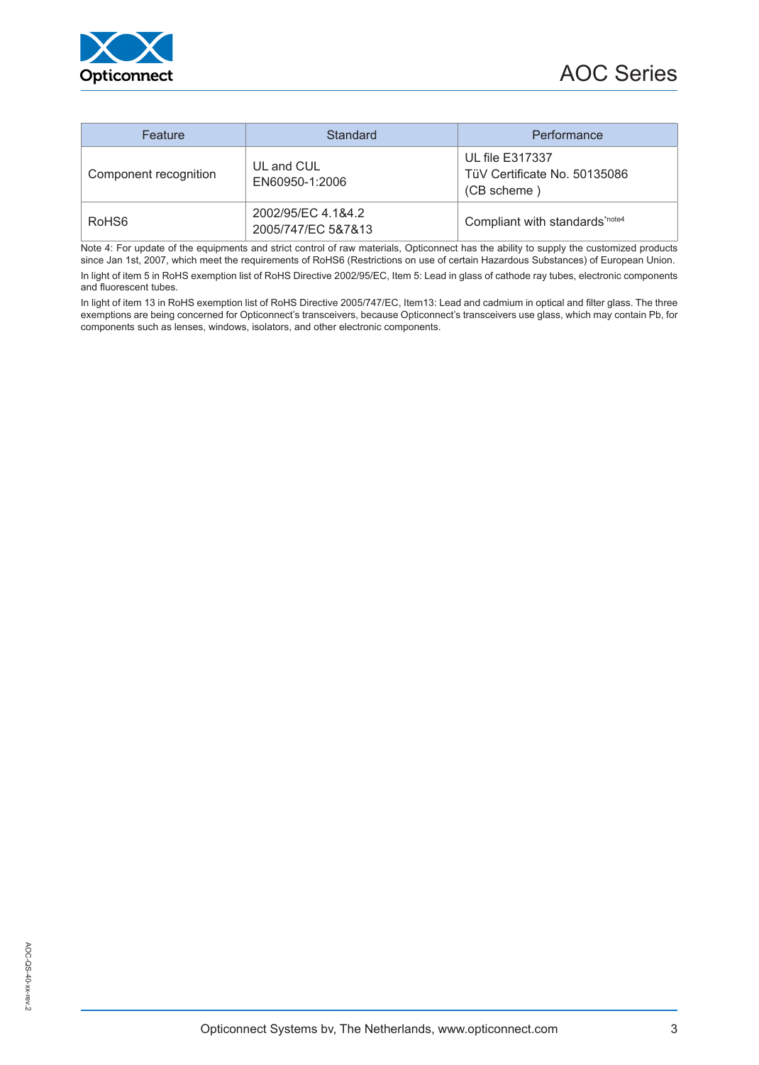| Feature | Standard | Performance |
|---|---|---|
| Component recognition | UL and CUL<br>EN60950-1:2006 | UL file E317337<br>TüV Certificate No. 50135086<br>(CB scheme ) |
| RoHS6 | 2002/95/EC 4.1&4.2<br>2005/747/EC 5&7&13 | Compliant with standards[*note4] |

Note 4: For update of the equipments and strict control of raw materials, Opticonnect has the ability to supply the customized products since Jan 1st, 2007, which meet the requirements of RoHS6 (Restrictions on use of certain Hazardous Substances) of European Union.

In light of item 5 in RoHS exemption list of RoHS Directive 2002/95/EC, Item 5: Lead in glass of cathode ray tubes, electronic components and fluorescent tubes.

In light of item 13 in RoHS exemption list of RoHS Directive 2005/747/EC, Item13: Lead and cadmium in optical and filter glass. The three exemptions are being concerned for Opticonnect's transceivers, because Opticonnect's transceivers use glass, which may contain Pb, for components such as lenses, windows, isolators, and other electronic components.